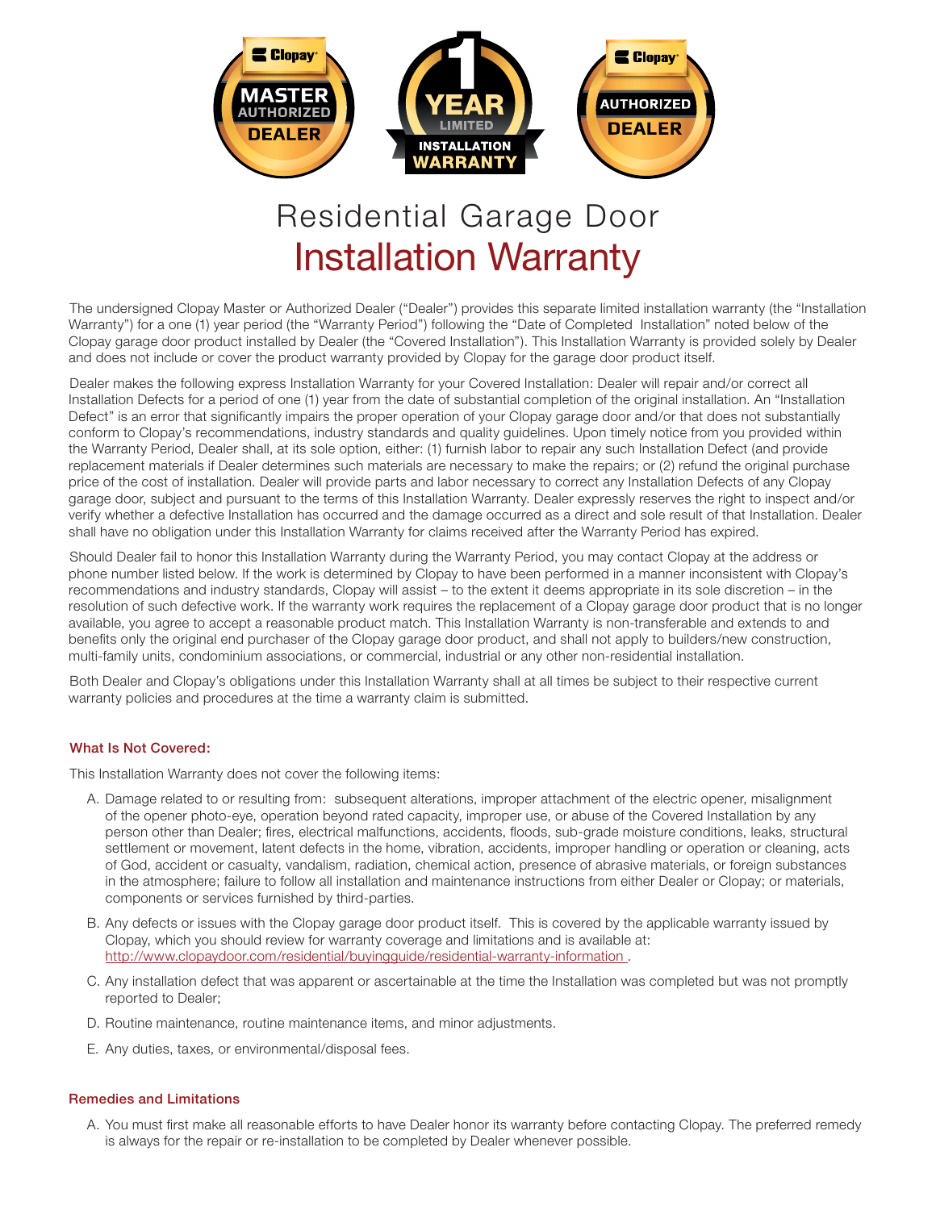# Residential Garage Door
# Installation Warranty

The undersigned Clopay Master or Authorized Dealer ("Dealer") provides this separate limited installation warranty (the "Installation Warranty") for a one (1) year period (the "Warranty Period") following the "Date of Completed Installation" noted below of the Clopay garage door product installed by Dealer (the "Covered Installation"). This Installation Warranty is provided solely by Dealer and does not include or cover the product warranty provided by Clopay for the garage door product itself.

Dealer makes the following express Installation Warranty for your Covered Installation: Dealer will repair and/or correct all Installation Defects for a period of one (1) year from the date of substantial completion of the original installation. An "Installation Defect" is an error that significantly impairs the proper operation of your Clopay garage door and/or that does not substantially conform to Clopay's recommendations, industry standards and quality guidelines. Upon timely notice from you provided within the Warranty Period, Dealer shall, at its sole option, either: (1) furnish labor to repair any such Installation Defect (and provide replacement materials if Dealer determines such materials are necessary to make the repairs; or (2) refund the original purchase price of the cost of installation. Dealer will provide parts and labor necessary to correct any Installation Defects of any Clopay garage door, subject and pursuant to the terms of this Installation Warranty. Dealer expressly reserves the right to inspect and/or verify whether a defective Installation has occurred and the damage occurred as a direct and sole result of that Installation. Dealer shall have no obligation under this Installation Warranty for claims received after the Warranty Period has expired.

Should Dealer fail to honor this Installation Warranty during the Warranty Period, you may contact Clopay at the address or phone number listed below. If the work is determined by Clopay to have been performed in a manner inconsistent with Clopay's recommendations and industry standards, Clopay will assist – to the extent it deems appropriate in its sole discretion – in the resolution of such defective work. If the warranty work requires the replacement of a Clopay garage door product that is no longer available, you agree to accept a reasonable product match. This Installation Warranty is non-transferable and extends to and benefits only the original end purchaser of the Clopay garage door product, and shall not apply to builders/new construction, multi-family units, condominium associations, or commercial, industrial or any other non-residential installation.

Both Dealer and Clopay's obligations under this Installation Warranty shall at all times be subject to their respective current warranty policies and procedures at the time a warranty claim is submitted.

#### What Is Not Covered:

This Installation Warranty does not cover the following items:

A. Damage related to or resulting from: subsequent alterations, improper attachment of the electric opener, misalignment of the opener photo-eye, operation beyond rated capacity, improper use, or abuse of the Covered Installation by any person other than Dealer; fires, electrical malfunctions, accidents, floods, sub-grade moisture conditions, leaks, structural settlement or movement, latent defects in the home, vibration, accidents, improper handling or operation or cleaning, acts of God, accident or casualty, vandalism, radiation, chemical action, presence of abrasive materials, or foreign substances in the atmosphere; failure to follow all installation and maintenance instructions from either Dealer or Clopay; or materials, components or services furnished by third-parties.

B. Any defects or issues with the Clopay garage door product itself. This is covered by the applicable warranty issued by Clopay, which you should review for warranty coverage and limitations and is available at: http://www.clopaydoor.com/residential/buyingguide/residential-warranty-information .

C. Any installation defect that was apparent or ascertainable at the time the Installation was completed but was not promptly reported to Dealer;

D. Routine maintenance, routine maintenance items, and minor adjustments.

E. Any duties, taxes, or environmental/disposal fees.

#### Remedies and Limitations

A. You must first make all reasonable efforts to have Dealer honor its warranty before contacting Clopay. The preferred remedy is always for the repair or re-installation to be completed by Dealer whenever possible.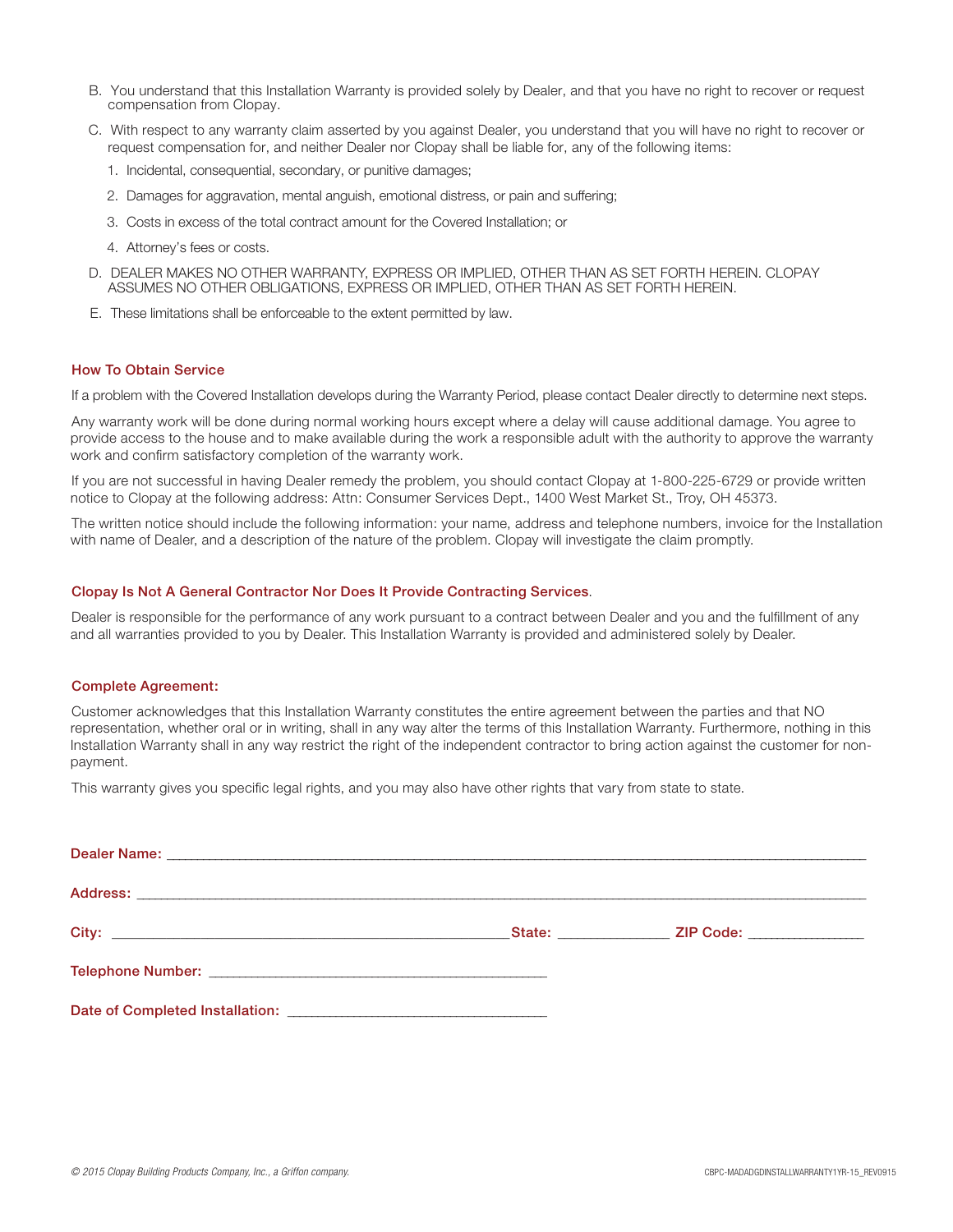B. You understand that this Installation Warranty is provided solely by Dealer, and that you have no right to recover or request compensation from Clopay.

C. With respect to any warranty claim asserted by you against Dealer, you understand that you will have no right to recover or request compensation for, and neither Dealer nor Clopay shall be liable for, any of the following items:

1. Incidental, consequential, secondary, or punitive damages;
2. Damages for aggravation, mental anguish, emotional distress, or pain and suffering;
3. Costs in excess of the total contract amount for the Covered Installation; or
4. Attorney's fees or costs.

D. DEALER MAKES NO OTHER WARRANTY, EXPRESS OR IMPLIED, OTHER THAN AS SET FORTH HEREIN. CLOPAY ASSUMES NO OTHER OBLIGATIONS, EXPRESS OR IMPLIED, OTHER THAN AS SET FORTH HEREIN.

E. These limitations shall be enforceable to the extent permitted by law.

### How To Obtain Service

If a problem with the Covered Installation develops during the Warranty Period, please contact Dealer directly to determine next steps.

Any warranty work will be done during normal working hours except where a delay will cause additional damage. You agree to provide access to the house and to make available during the work a responsible adult with the authority to approve the warranty work and confirm satisfactory completion of the warranty work.

If you are not successful in having Dealer remedy the problem, you should contact Clopay at 1-800-225-6729 or provide written notice to Clopay at the following address: Attn: Consumer Services Dept., 1400 West Market St., Troy, OH 45373.

The written notice should include the following information: your name, address and telephone numbers, invoice for the Installation with name of Dealer, and a description of the nature of the problem. Clopay will investigate the claim promptly.

### Clopay Is Not A General Contractor Nor Does It Provide Contracting Services.

Dealer is responsible for the performance of any work pursuant to a contract between Dealer and you and the fulfillment of any and all warranties provided to you by Dealer. This Installation Warranty is provided and administered solely by Dealer.

### Complete Agreement:

Customer acknowledges that this Installation Warranty constitutes the entire agreement between the parties and that NO representation, whether oral or in writing, shall in any way alter the terms of this Installation Warranty. Furthermore, nothing in this Installation Warranty shall in any way restrict the right of the independent contractor to bring action against the customer for non-payment.

This warranty gives you specific legal rights, and you may also have other rights that vary from state to state.

**Dealer Name:** ______________________________________________

**Address:** ______________________________________________

**City:** ______________________________ **State:** ____________ **ZIP Code:** ____________

**Telephone Number:** ______________________________

**Date of Completed Installation:** ______________________________

*© 2015 Clopay Building Products Company, Inc., a Griffon company.*

CBPC-MADADGDINSTALLWARRANTY1YR-15_REV0915